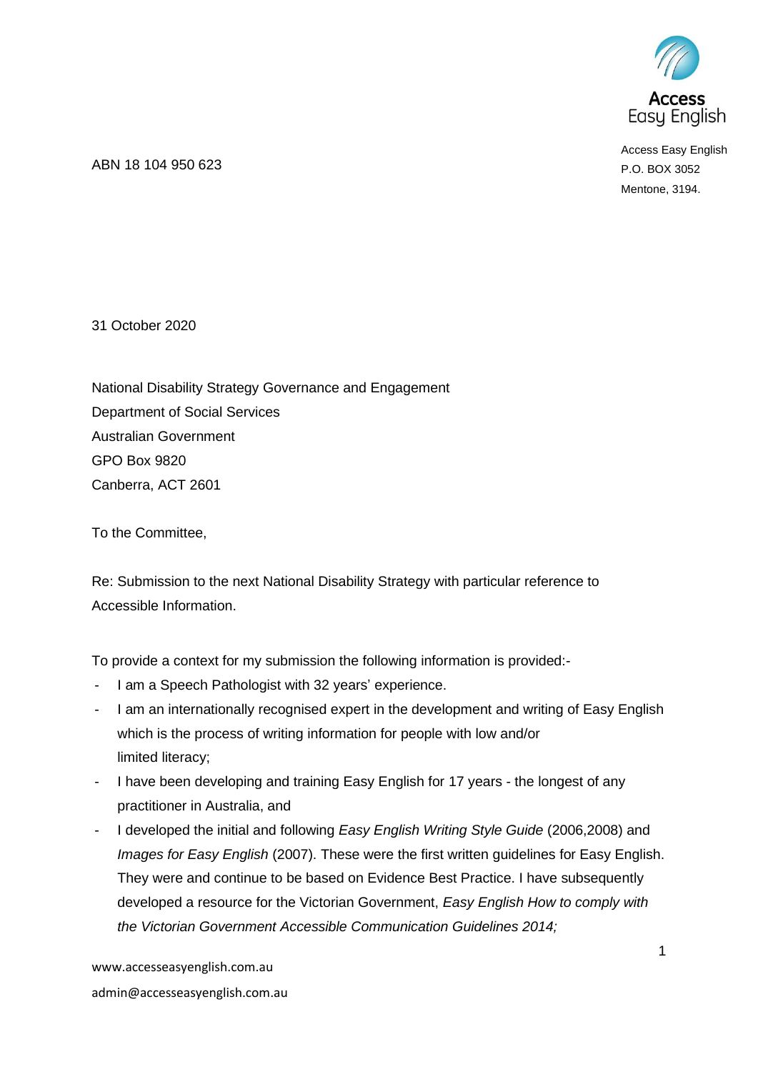Access Easy English

ABN 18 104 950 623

Access Easy English
P.O. BOX 3052
Mentone, 3194.

31 October 2020

National Disability Strategy Governance and Engagement
Department of Social Services
Australian Government
GPO Box 9820
Canberra, ACT 2601

To the Committee,

Re: Submission to the next National Disability Strategy with particular reference to Accessible Information.

To provide a context for my submission the following information is provided:-

- I am a Speech Pathologist with 32 years' experience.
- I am an internationally recognised expert in the development and writing of Easy English which is the process of writing information for people with low and/or limited literacy;
- I have been developing and training Easy English for 17 years - the longest of any practitioner in Australia, and
- I developed the initial and following *Easy English Writing Style Guide* (2006,2008) and *Images for Easy English* (2007). These were the first written guidelines for Easy English. They were and continue to be based on Evidence Best Practice. I have subsequently developed a resource for the Victorian Government, *Easy English How to comply with the Victorian Government Accessible Communication Guidelines 2014;*

www.accesseasyenglish.com.au
admin@accesseasyenglish.com.au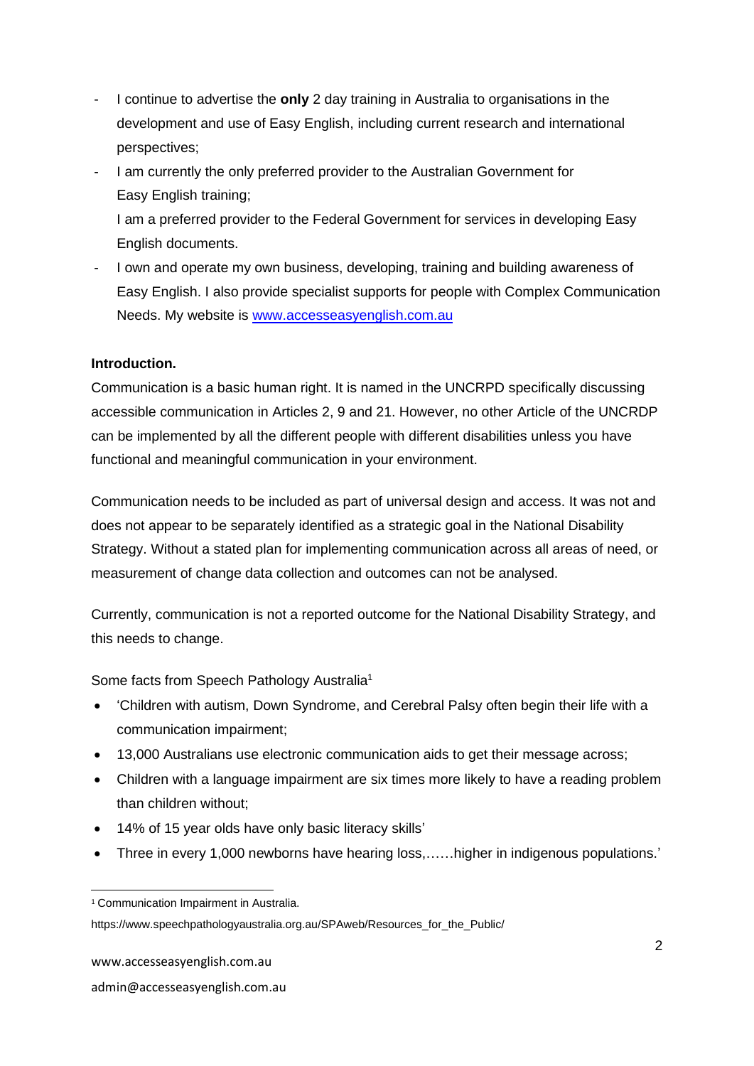- I continue to advertise the **only** 2 day training in Australia to organisations in the development and use of Easy English, including current research and international perspectives;
- I am currently the only preferred provider to the Australian Government for Easy English training;
  I am a preferred provider to the Federal Government for services in developing Easy English documents.
- I own and operate my own business, developing, training and building awareness of Easy English. I also provide specialist supports for people with Complex Communication Needs. My website is [www.accesseasyenglish.com.au](http://www.accesseasyenglish.com.au)

**Introduction.**

Communication is a basic human right. It is named in the UNCRPD specifically discussing accessible communication in Articles 2, 9 and 21. However, no other Article of the UNCRDP can be implemented by all the different people with different disabilities unless you have functional and meaningful communication in your environment.

Communication needs to be included as part of universal design and access. It was not and does not appear to be separately identified as a strategic goal in the National Disability Strategy. Without a stated plan for implementing communication across all areas of need, or measurement of change data collection and outcomes can not be analysed.

Currently, communication is not a reported outcome for the National Disability Strategy, and this needs to change.

Some facts from Speech Pathology Australia[1]

- 'Children with autism, Down Syndrome, and Cerebral Palsy often begin their life with a communication impairment;
- 13,000 Australians use electronic communication aids to get their message across;
- Children with a language impairment are six times more likely to have a reading problem than children without;
- 14% of 15 year olds have only basic literacy skills'
- Three in every 1,000 newborns have hearing loss,……higher in indigenous populations.'

[1] Communication Impairment in Australia.
https://www.speechpathologyaustralia.org.au/SPAweb/Resources_for_the_Public/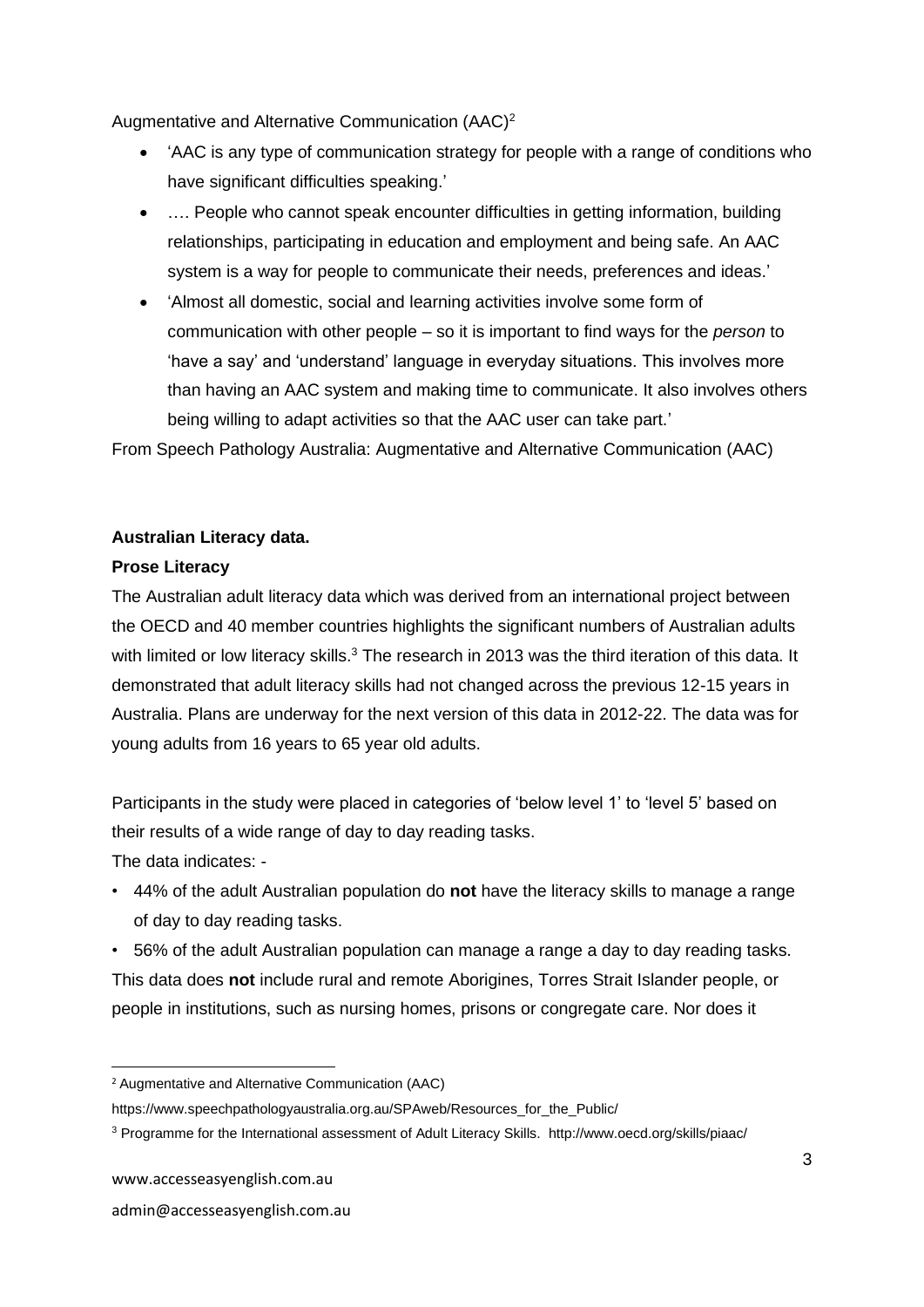Augmentative and Alternative Communication (AAC)[2]

- 'AAC is any type of communication strategy for people with a range of conditions who have significant difficulties speaking.'
- …. People who cannot speak encounter difficulties in getting information, building relationships, participating in education and employment and being safe. An AAC system is a way for people to communicate their needs, preferences and ideas.'
- 'Almost all domestic, social and learning activities involve some form of communication with other people – so it is important to find ways for the *person* to 'have a say' and 'understand' language in everyday situations. This involves more than having an AAC system and making time to communicate. It also involves others being willing to adapt activities so that the AAC user can take part.'

From Speech Pathology Australia: Augmentative and Alternative Communication (AAC)

**Australian Literacy data.**

**Prose Literacy**

The Australian adult literacy data which was derived from an international project between the OECD and 40 member countries highlights the significant numbers of Australian adults with limited or low literacy skills.[3] The research in 2013 was the third iteration of this data. It demonstrated that adult literacy skills had not changed across the previous 12-15 years in Australia. Plans are underway for the next version of this data in 2012-22. The data was for young adults from 16 years to 65 year old adults.

Participants in the study were placed in categories of 'below level 1' to 'level 5' based on their results of a wide range of day to day reading tasks.

The data indicates: -

- 44% of the adult Australian population do **not** have the literacy skills to manage a range of day to day reading tasks.
- 56% of the adult Australian population can manage a range a day to day reading tasks.

This data does **not** include rural and remote Aborigines, Torres Strait Islander people, or people in institutions, such as nursing homes, prisons or congregate care. Nor does it

---

[2] Augmentative and Alternative Communication (AAC) https://www.speechpathologyaustralia.org.au/SPAweb/Resources_for_the_Public/

[3] Programme for the International assessment of Adult Literacy Skills. http://www.oecd.org/skills/piaac/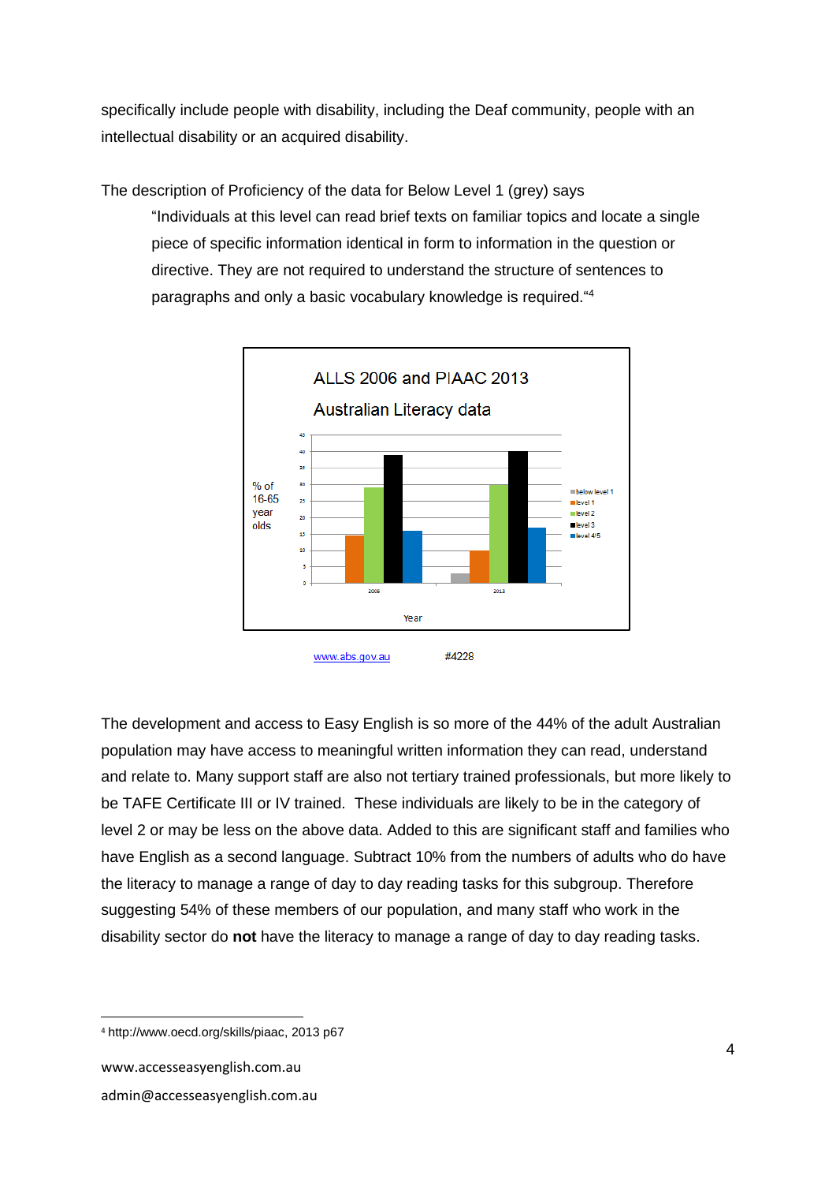specifically include people with disability, including the Deaf community, people with an intellectual disability or an acquired disability.

The description of Proficiency of the data for Below Level 1 (grey) says

> "Individuals at this level can read brief texts on familiar topics and locate a single piece of specific information identical in form to information in the question or directive. They are not required to understand the structure of sentences to paragraphs and only a basic vocabulary knowledge is required."[4]

ALLS 2006 and PIAAC 2013

Australian Literacy data

www.abs.gov.au #4228

The development and access to Easy English is so more of the 44% of the adult Australian population may have access to meaningful written information they can read, understand and relate to. Many support staff are also not tertiary trained professionals, but more likely to be TAFE Certificate III or IV trained. These individuals are likely to be in the category of level 2 or may be less on the above data. Added to this are significant staff and families who have English as a second language. Subtract 10% from the numbers of adults who do have the literacy to manage a range of day to day reading tasks for this subgroup. Therefore suggesting 54% of these members of our population, and many staff who work in the disability sector do **not** have the literacy to manage a range of day to day reading tasks.

---

[4] http://www.oecd.org/skills/piaac, 2013 p67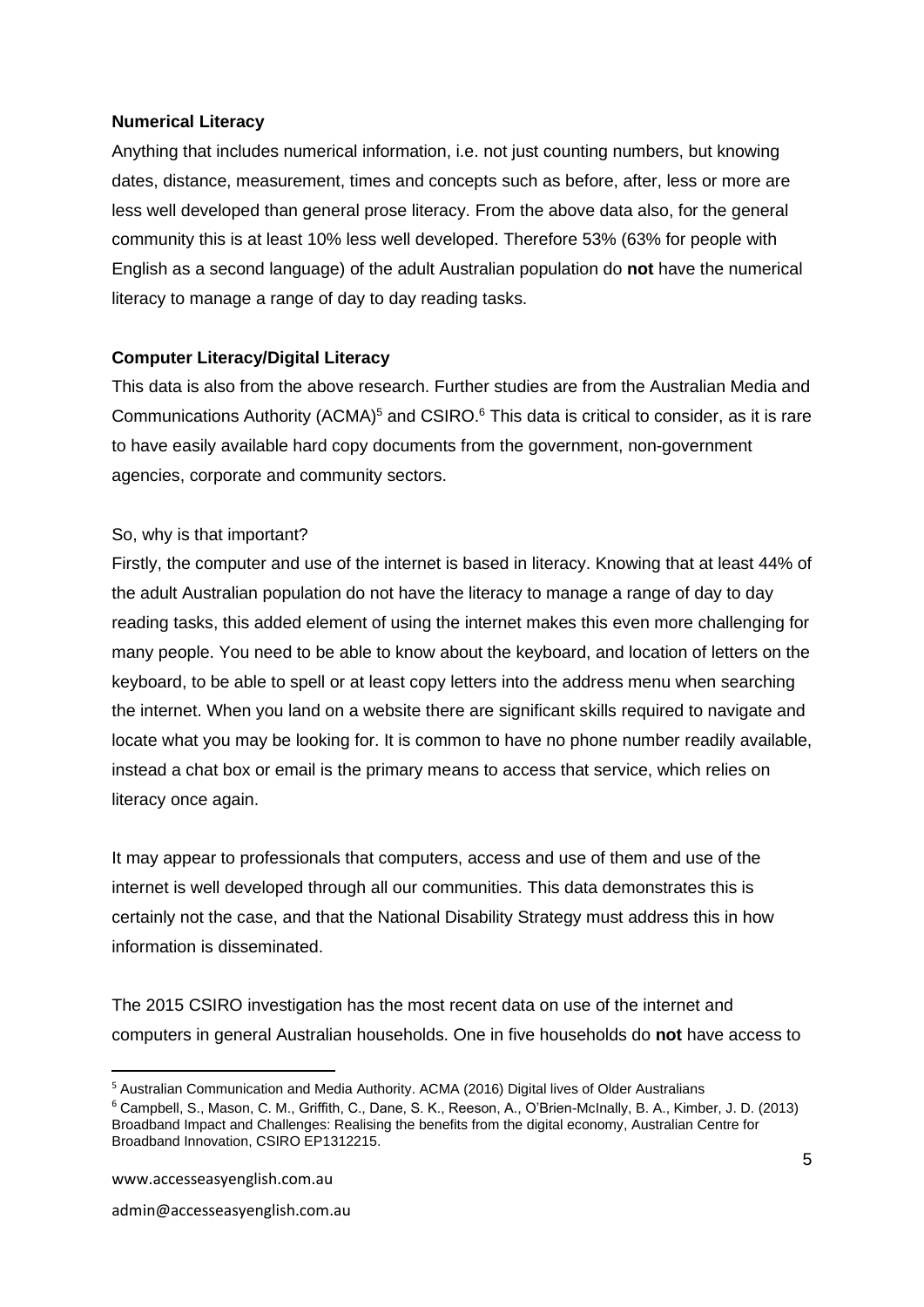**Numerical Literacy**

Anything that includes numerical information, i.e. not just counting numbers, but knowing dates, distance, measurement, times and concepts such as before, after, less or more are less well developed than general prose literacy. From the above data also, for the general community this is at least 10% less well developed. Therefore 53% (63% for people with English as a second language) of the adult Australian population do **not** have the numerical literacy to manage a range of day to day reading tasks.

**Computer Literacy/Digital Literacy**

This data is also from the above research. Further studies are from the Australian Media and Communications Authority (ACMA)[5] and CSIRO.[6] This data is critical to consider, as it is rare to have easily available hard copy documents from the government, non-government agencies, corporate and community sectors.

So, why is that important?

Firstly, the computer and use of the internet is based in literacy. Knowing that at least 44% of the adult Australian population do not have the literacy to manage a range of day to day reading tasks, this added element of using the internet makes this even more challenging for many people. You need to be able to know about the keyboard, and location of letters on the keyboard, to be able to spell or at least copy letters into the address menu when searching the internet. When you land on a website there are significant skills required to navigate and locate what you may be looking for. It is common to have no phone number readily available, instead a chat box or email is the primary means to access that service, which relies on literacy once again.

It may appear to professionals that computers, access and use of them and use of the internet is well developed through all our communities. This data demonstrates this is certainly not the case, and that the National Disability Strategy must address this in how information is disseminated.

The 2015 CSIRO investigation has the most recent data on use of the internet and computers in general Australian households. One in five households do **not** have access to

[5] Australian Communication and Media Authority. ACMA (2016) Digital lives of Older Australians

[6] Campbell, S., Mason, C. M., Griffith, C., Dane, S. K., Reeson, A., O'Brien-McInally, B. A., Kimber, J. D. (2013) Broadband Impact and Challenges: Realising the benefits from the digital economy, Australian Centre for Broadband Innovation, CSIRO EP1312215.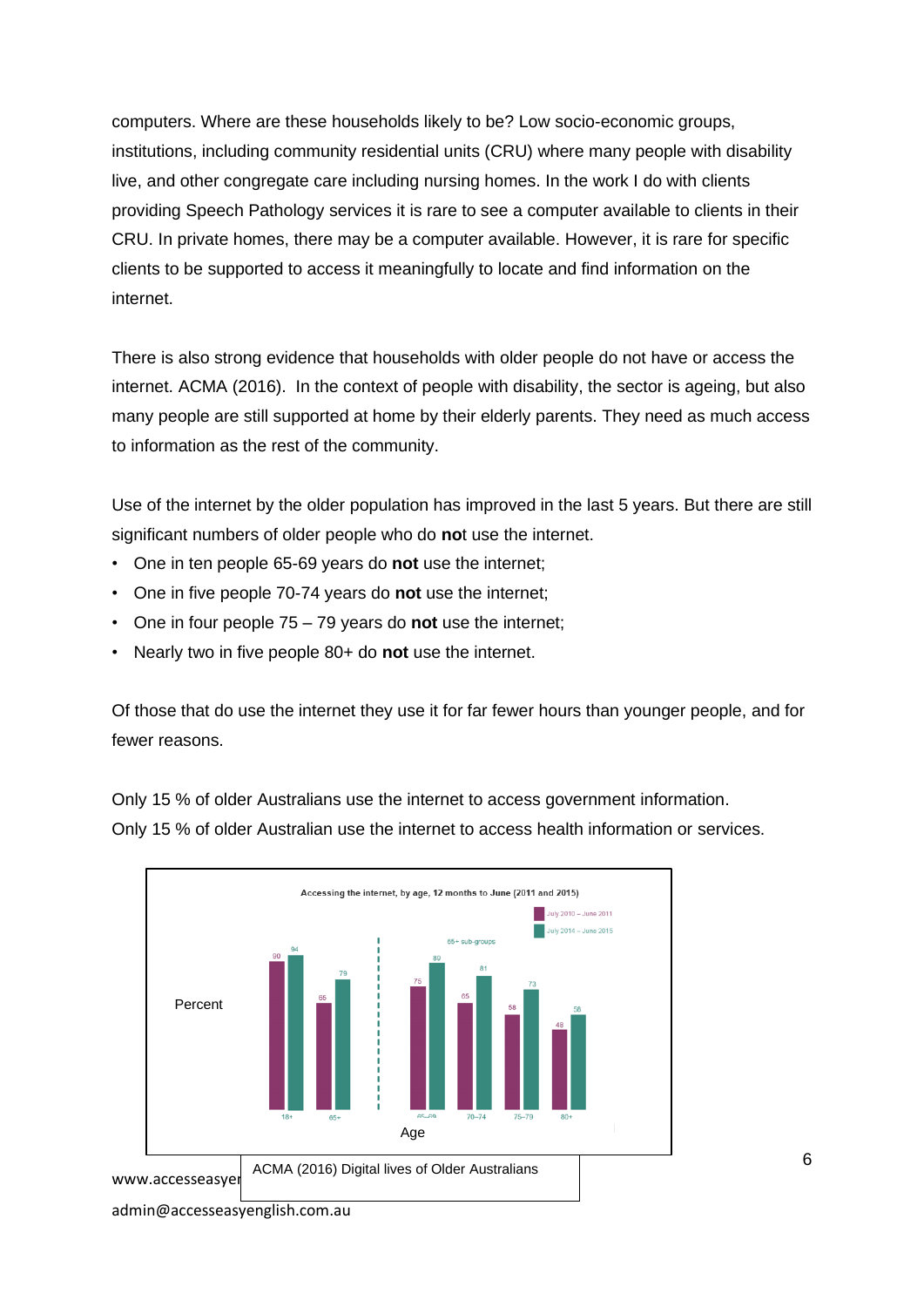computers. Where are these households likely to be? Low socio-economic groups, institutions, including community residential units (CRU) where many people with disability live, and other congregate care including nursing homes. In the work I do with clients providing Speech Pathology services it is rare to see a computer available to clients in their CRU. In private homes, there may be a computer available. However, it is rare for specific clients to be supported to access it meaningfully to locate and find information on the internet.

There is also strong evidence that households with older people do not have or access the internet. ACMA (2016). In the context of people with disability, the sector is ageing, but also many people are still supported at home by their elderly parents. They need as much access to information as the rest of the community.

Use of the internet by the older population has improved in the last 5 years. But there are still significant numbers of older people who do **not** use the internet.

- One in ten people 65-69 years do **not** use the internet;
- One in five people 70-74 years do **not** use the internet;
- One in four people 75 – 79 years do **not** use the internet;
- Nearly two in five people 80+ do **not** use the internet.

Of those that do use the internet they use it for far fewer hours than younger people, and for fewer reasons.

Only 15 % of older Australians use the internet to access government information.
Only 15 % of older Australian use the internet to access health information or services.

**Accessing the internet, by age, 12 months to June (2011 and 2015)**

| Age | July 2010 – June 2011 (Percent) | July 2014 – June 2015 (Percent) |
| --- | --- | --- |
| 18+ | 90 | 94 |
| 65+ | 65 | 79 |
| 65–69 (65+ sub-groups) | 75 | 89 |
| 70–74 (65+ sub-groups) | 65 | 81 |
| 75–79 (65+ sub-groups) | 58 | 73 |
| 80+ (65+ sub-groups) | 48 | 56 |

ACMA (2016) Digital lives of Older Australians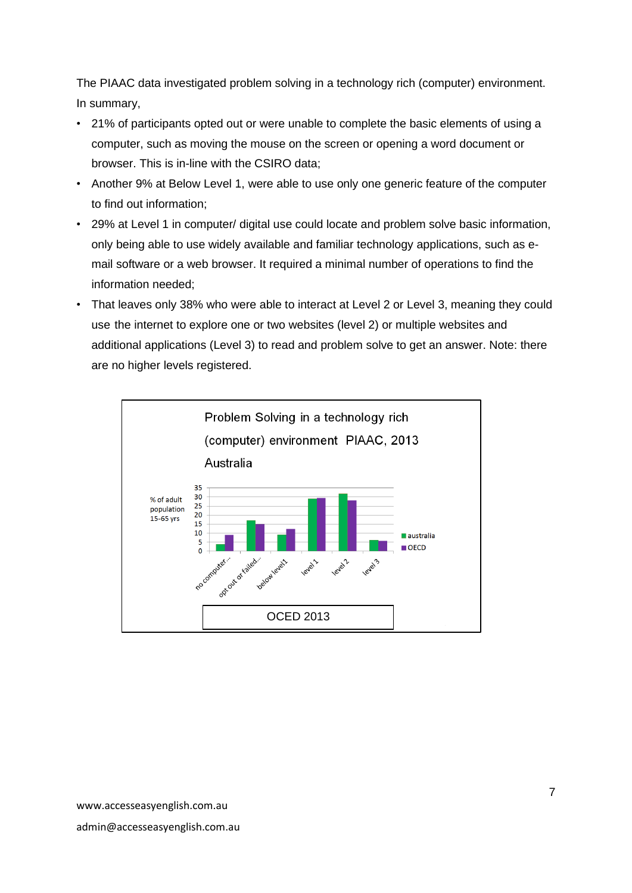The PIAAC data investigated problem solving in a technology rich (computer) environment. In summary,

- 21% of participants opted out or were unable to complete the basic elements of using a computer, such as moving the mouse on the screen or opening a word document or browser. This is in-line with the CSIRO data;
- Another 9% at Below Level 1, were able to use only one generic feature of the computer to find out information;
- 29% at Level 1 in computer/ digital use could locate and problem solve basic information, only being able to use widely available and familiar technology applications, such as e-mail software or a web browser. It required a minimal number of operations to find the information needed;
- That leaves only 38% who were able to interact at Level 2 or Level 3, meaning they could use the internet to explore one or two websites (level 2) or multiple websites and additional applications (Level 3) to read and problem solve to get an answer. Note: there are no higher levels registered.

Problem Solving in a technology rich (computer) environment PIAAC, 2013 Australia

% of adult population 15-65 yrs

| | no computer... | opt out or failed... | below level1 | level 1 | level 2 | level 3 |
|---|---|---|---|---|---|---|
| australia | 4 | 17 | 9 | 29 | 32 | 6 |
| OECD | 9 | 15 | 12 | 29 | 28 | 5 |

OCED 2013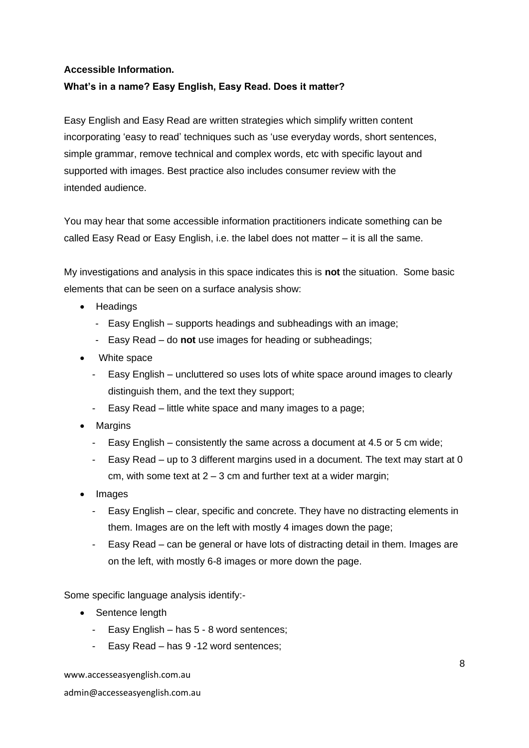**Accessible Information.**

**What's in a name? Easy English, Easy Read. Does it matter?**

Easy English and Easy Read are written strategies which simplify written content incorporating 'easy to read' techniques such as 'use everyday words, short sentences, simple grammar, remove technical and complex words, etc with specific layout and supported with images. Best practice also includes consumer review with the intended audience.

You may hear that some accessible information practitioners indicate something can be called Easy Read or Easy English, i.e. the label does not matter – it is all the same.

My investigations and analysis in this space indicates this is **not** the situation. Some basic elements that can be seen on a surface analysis show:

- Headings
  - Easy English – supports headings and subheadings with an image;
  - Easy Read – do **not** use images for heading or subheadings;
- White space
  - Easy English – uncluttered so uses lots of white space around images to clearly distinguish them, and the text they support;
  - Easy Read – little white space and many images to a page;
- Margins
  - Easy English – consistently the same across a document at 4.5 or 5 cm wide;
  - Easy Read – up to 3 different margins used in a document. The text may start at 0 cm, with some text at 2 – 3 cm and further text at a wider margin;
- Images
  - Easy English – clear, specific and concrete. They have no distracting elements in them. Images are on the left with mostly 4 images down the page;
  - Easy Read – can be general or have lots of distracting detail in them. Images are on the left, with mostly 6-8 images or more down the page.

Some specific language analysis identify:-

- Sentence length
  - Easy English – has 5 - 8 word sentences;
  - Easy Read – has 9 -12 word sentences;

www.accesseasyenglish.com.au

admin@accesseasyenglish.com.au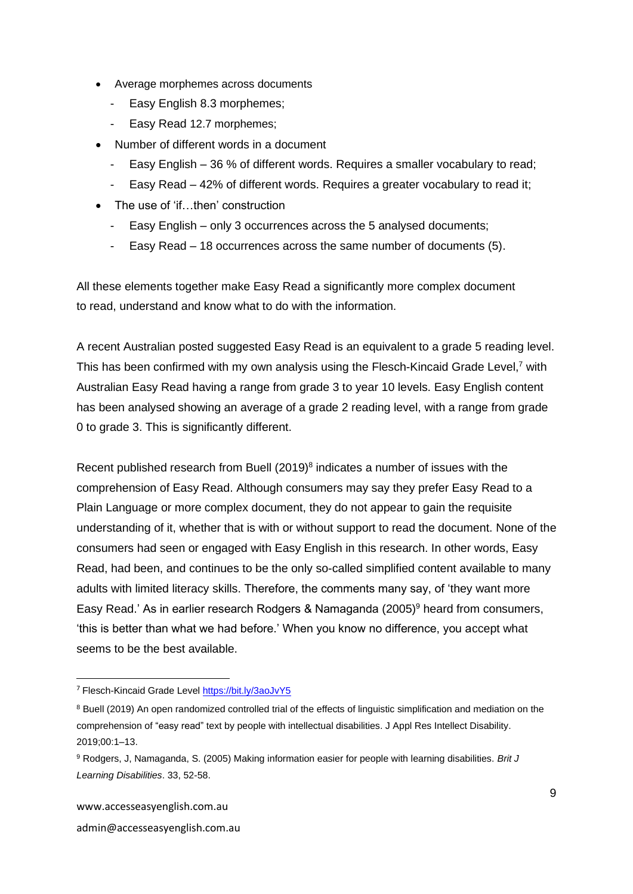- Average morphemes across documents
  - Easy English 8.3 morphemes;
  - Easy Read 12.7 morphemes;
- Number of different words in a document
  - Easy English – 36 % of different words. Requires a smaller vocabulary to read;
  - Easy Read – 42% of different words. Requires a greater vocabulary to read it;
- The use of 'if…then' construction
  - Easy English – only 3 occurrences across the 5 analysed documents;
  - Easy Read – 18 occurrences across the same number of documents (5).

All these elements together make Easy Read a significantly more complex document to read, understand and know what to do with the information.

A recent Australian posted suggested Easy Read is an equivalent to a grade 5 reading level. This has been confirmed with my own analysis using the Flesch-Kincaid Grade Level,[7] with Australian Easy Read having a range from grade 3 to year 10 levels. Easy English content has been analysed showing an average of a grade 2 reading level, with a range from grade 0 to grade 3. This is significantly different.

Recent published research from Buell (2019)[8] indicates a number of issues with the comprehension of Easy Read. Although consumers may say they prefer Easy Read to a Plain Language or more complex document, they do not appear to gain the requisite understanding of it, whether that is with or without support to read the document. None of the consumers had seen or engaged with Easy English in this research. In other words, Easy Read, had been, and continues to be the only so-called simplified content available to many adults with limited literacy skills. Therefore, the comments many say, of 'they want more Easy Read.' As in earlier research Rodgers & Namaganda (2005)[9] heard from consumers, 'this is better than what we had before.' When you know no difference, you accept what seems to be the best available.

---

[7] Flesch-Kincaid Grade Level https://bit.ly/3aoJvY5

[8] Buell (2019) An open randomized controlled trial of the effects of linguistic simplification and mediation on the comprehension of "easy read" text by people with intellectual disabilities. J Appl Res Intellect Disability. 2019;00:1–13.

[9] Rodgers, J, Namaganda, S. (2005) Making information easier for people with learning disabilities. *Brit J Learning Disabilities*. 33, 52-58.

www.accesseasyenglish.com.au

admin@accesseasyenglish.com.au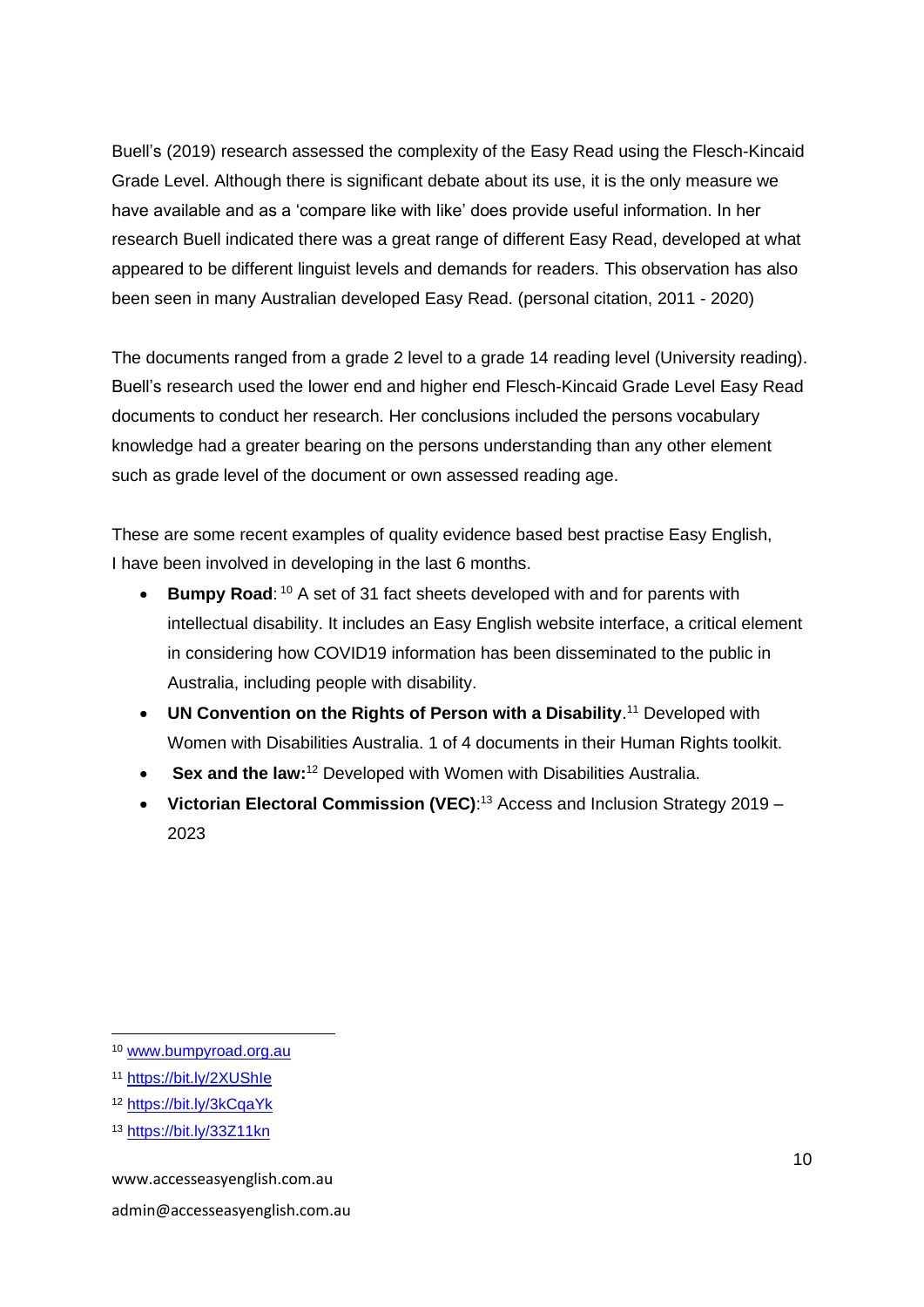Buell's (2019) research assessed the complexity of the Easy Read using the Flesch-Kincaid Grade Level. Although there is significant debate about its use, it is the only measure we have available and as a 'compare like with like' does provide useful information. In her research Buell indicated there was a great range of different Easy Read, developed at what appeared to be different linguist levels and demands for readers. This observation has also been seen in many Australian developed Easy Read. (personal citation, 2011 - 2020)

The documents ranged from a grade 2 level to a grade 14 reading level (University reading). Buell's research used the lower end and higher end Flesch-Kincaid Grade Level Easy Read documents to conduct her research. Her conclusions included the persons vocabulary knowledge had a greater bearing on the persons understanding than any other element such as grade level of the document or own assessed reading age.

These are some recent examples of quality evidence based best practise Easy English, I have been involved in developing in the last 6 months.

- **Bumpy Road**: [10] A set of 31 fact sheets developed with and for parents with intellectual disability. It includes an Easy English website interface, a critical element in considering how COVID19 information has been disseminated to the public in Australia, including people with disability.
- **UN Convention on the Rights of Person with a Disability**.[11] Developed with Women with Disabilities Australia. 1 of 4 documents in their Human Rights toolkit.
- **Sex and the law:**[12] Developed with Women with Disabilities Australia.
- **Victorian Electoral Commission (VEC)**:[13] Access and Inclusion Strategy 2019 – 2023

---

[10] www.bumpyroad.org.au

[11] https://bit.ly/2XUShIe

[12] https://bit.ly/3kCqaYk

[13] https://bit.ly/33Z11kn

www.accesseasyenglish.com.au

admin@accesseasyenglish.com.au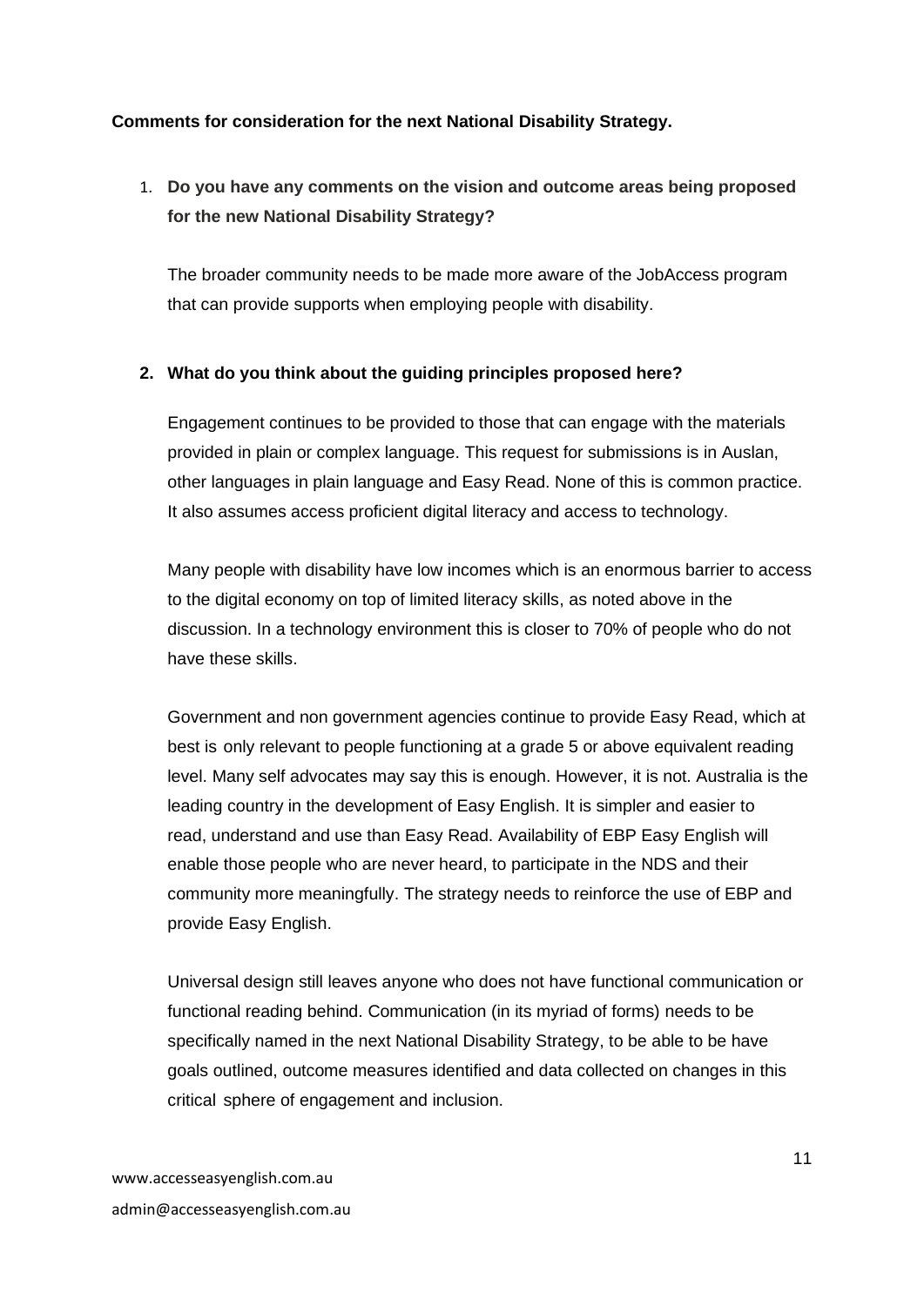**Comments for consideration for the next National Disability Strategy.**

1. **Do you have any comments on the vision and outcome areas being proposed for the new National Disability Strategy?**

   The broader community needs to be made more aware of the JobAccess program that can provide supports when employing people with disability.

2. **What do you think about the guiding principles proposed here?**

   Engagement continues to be provided to those that can engage with the materials provided in plain or complex language. This request for submissions is in Auslan, other languages in plain language and Easy Read. None of this is common practice. It also assumes access proficient digital literacy and access to technology.

   Many people with disability have low incomes which is an enormous barrier to access to the digital economy on top of limited literacy skills, as noted above in the discussion. In a technology environment this is closer to 70% of people who do not have these skills.

   Government and non government agencies continue to provide Easy Read, which at best is only relevant to people functioning at a grade 5 or above equivalent reading level. Many self advocates may say this is enough. However, it is not. Australia is the leading country in the development of Easy English. It is simpler and easier to read, understand and use than Easy Read. Availability of EBP Easy English will enable those people who are never heard, to participate in the NDS and their community more meaningfully. The strategy needs to reinforce the use of EBP and provide Easy English.

   Universal design still leaves anyone who does not have functional communication or functional reading behind. Communication (in its myriad of forms) needs to be specifically named in the next National Disability Strategy, to be able to be have goals outlined, outcome measures identified and data collected on changes in this critical sphere of engagement and inclusion.

www.accesseasyenglish.com.au
admin@accesseasyenglish.com.au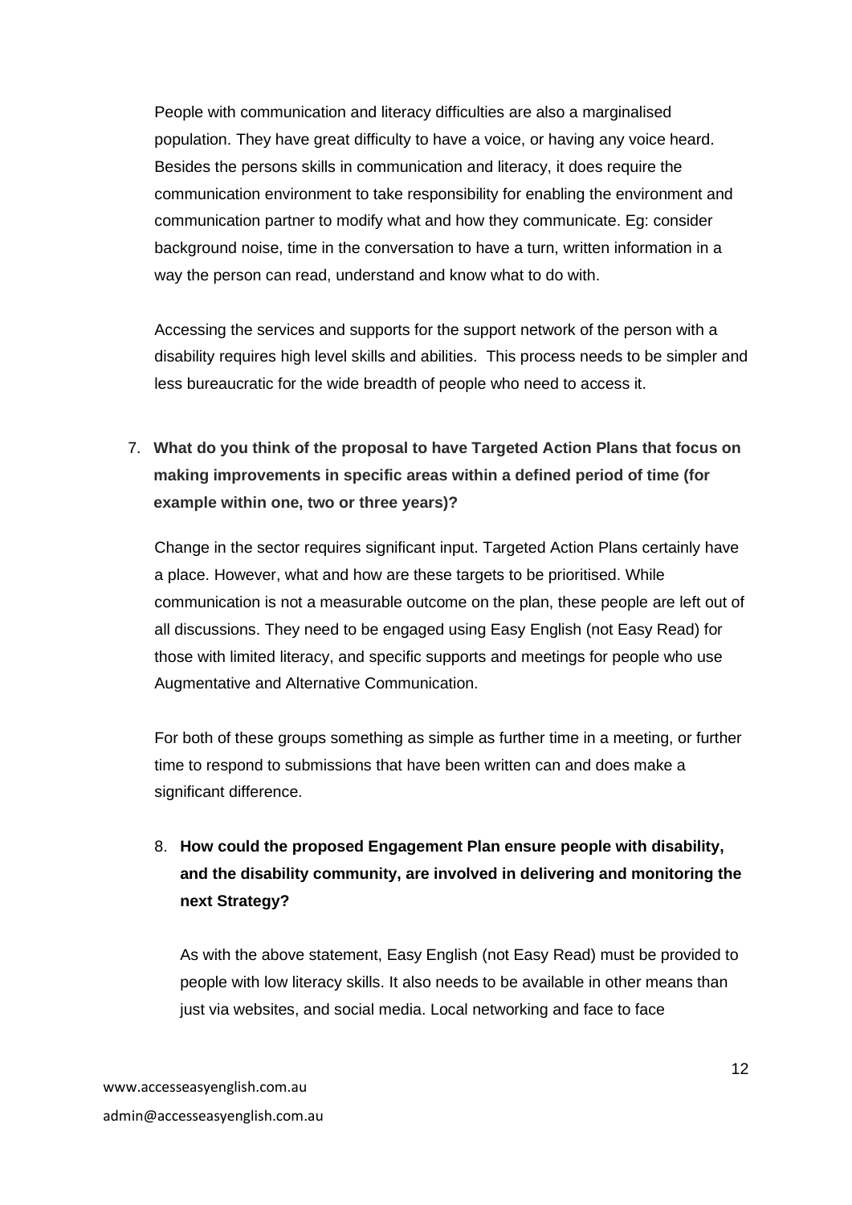People with communication and literacy difficulties are also a marginalised population. They have great difficulty to have a voice, or having any voice heard. Besides the persons skills in communication and literacy, it does require the communication environment to take responsibility for enabling the environment and communication partner to modify what and how they communicate. Eg: consider background noise, time in the conversation to have a turn, written information in a way the person can read, understand and know what to do with.

Accessing the services and supports for the support network of the person with a disability requires high level skills and abilities. This process needs to be simpler and less bureaucratic for the wide breadth of people who need to access it.

7. **What do you think of the proposal to have Targeted Action Plans that focus on making improvements in specific areas within a defined period of time (for example within one, two or three years)?**

   Change in the sector requires significant input. Targeted Action Plans certainly have a place. However, what and how are these targets to be prioritised. While communication is not a measurable outcome on the plan, these people are left out of all discussions. They need to be engaged using Easy English (not Easy Read) for those with limited literacy, and specific supports and meetings for people who use Augmentative and Alternative Communication.

   For both of these groups something as simple as further time in a meeting, or further time to respond to submissions that have been written can and does make a significant difference.

8. **How could the proposed Engagement Plan ensure people with disability, and the disability community, are involved in delivering and monitoring the next Strategy?**

   As with the above statement, Easy English (not Easy Read) must be provided to people with low literacy skills. It also needs to be available in other means than just via websites, and social media. Local networking and face to face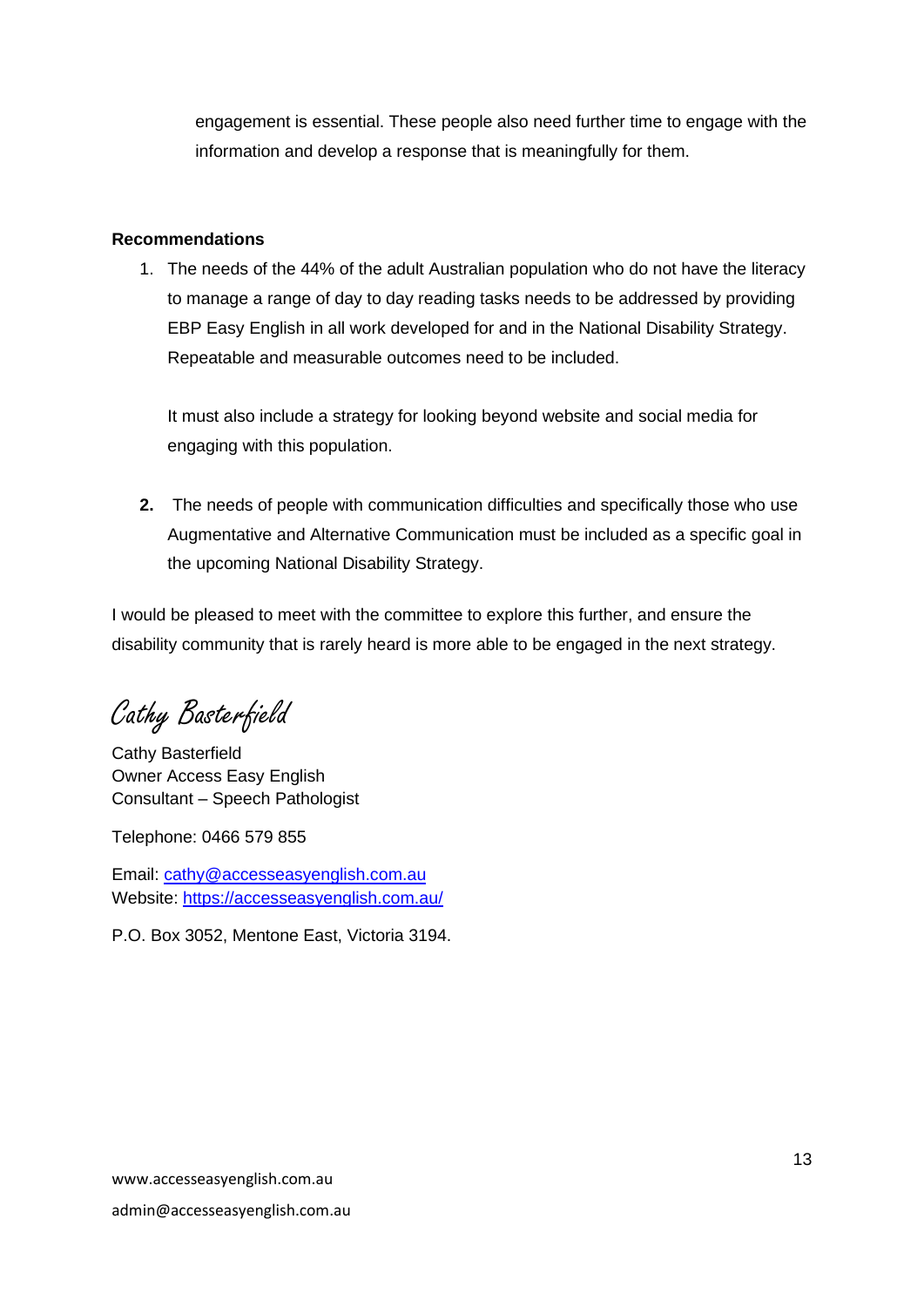engagement is essential. These people also need further time to engage with the information and develop a response that is meaningfully for them.

**Recommendations**

1. The needs of the 44% of the adult Australian population who do not have the literacy to manage a range of day to day reading tasks needs to be addressed by providing EBP Easy English in all work developed for and in the National Disability Strategy. Repeatable and measurable outcomes need to be included.

   It must also include a strategy for looking beyond website and social media for engaging with this population.

2. The needs of people with communication difficulties and specifically those who use Augmentative and Alternative Communication must be included as a specific goal in the upcoming National Disability Strategy.

I would be pleased to meet with the committee to explore this further, and ensure the disability community that is rarely heard is more able to be engaged in the next strategy.

*Cathy Basterfield*

Cathy Basterfield
Owner Access Easy English
Consultant – Speech Pathologist

Telephone: 0466 579 855

Email: cathy@accesseasyenglish.com.au
Website: https://accesseasyenglish.com.au/

P.O. Box 3052, Mentone East, Victoria 3194.